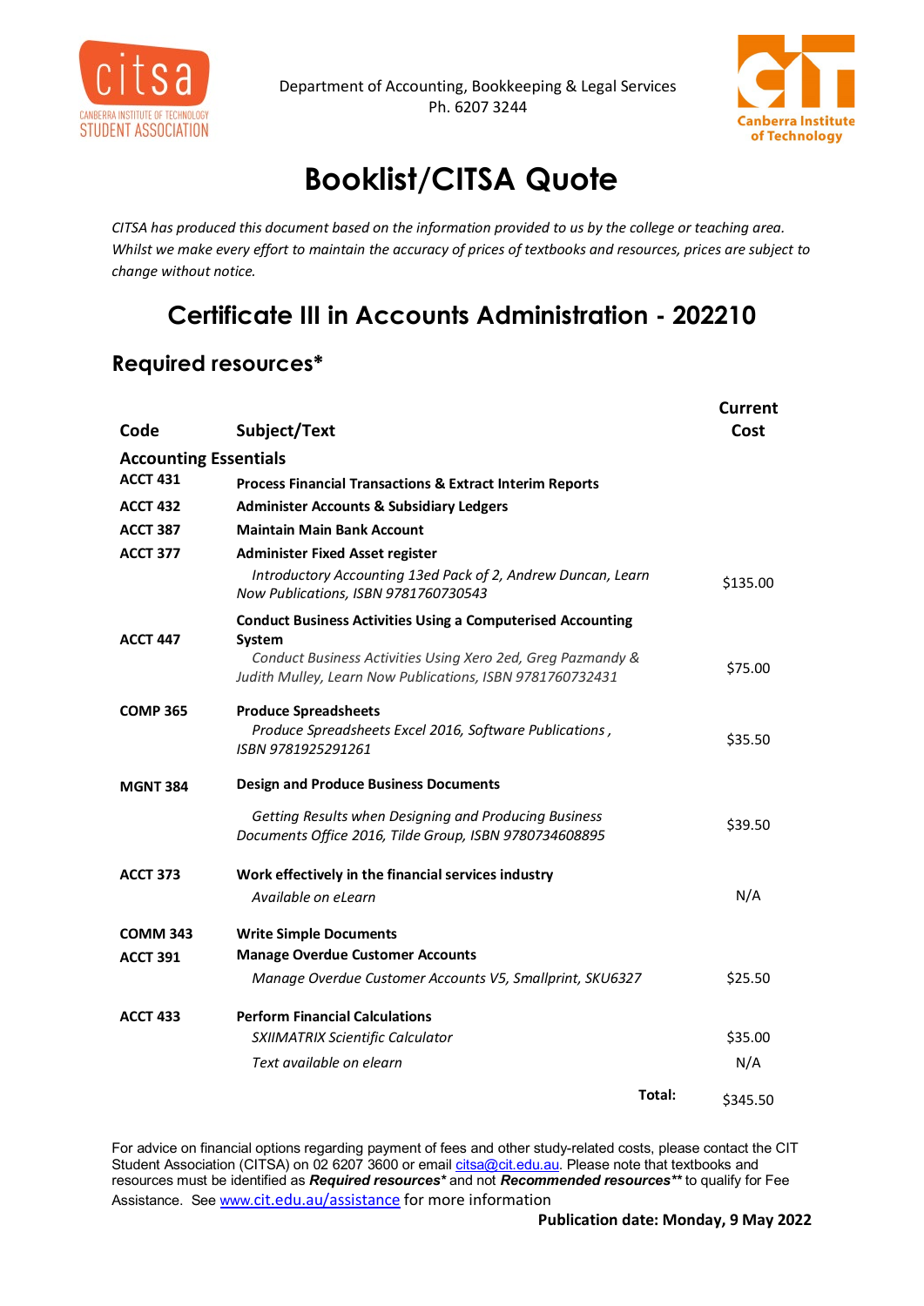Department of Accounting, Bookkeeping & Legal Services
Ph. 6207 3244

# Booklist/CITSA Quote

*CITSA has produced this document based on the information provided to us by the college or teaching area. Whilst we make every effort to maintain the accuracy of prices of textbooks and resources, prices are subject to change without notice.*

## Certificate III in Accounts Administration - 202210

### Required resources*

| Code | Subject/Text | Current Cost |
|---|---|---|
| **Accounting Essentials** | | |
| **ACCT 431** | **Process Financial Transactions & Extract Interim Reports** | |
| **ACCT 432** | **Administer Accounts & Subsidiary Ledgers** | |
| **ACCT 387** | **Maintain Main Bank Account** | |
| **ACCT 377** | **Administer Fixed Asset register** | |
| | *Introductory Accounting 13ed Pack of 2, Andrew Duncan, Learn Now Publications, ISBN 9781760730543* | $135.00 |
| **ACCT 447** | **Conduct Business Activities Using a Computerised Accounting System** | |
| | *Conduct Business Activities Using Xero 2ed, Greg Pazmandy & Judith Mulley, Learn Now Publications, ISBN 9781760732431* | $75.00 |
| **COMP 365** | **Produce Spreadsheets** | |
| | *Produce Spreadsheets Excel 2016, Software Publications , ISBN 9781925291261* | $35.50 |
| **MGNT 384** | **Design and Produce Business Documents** | |
| | *Getting Results when Designing and Producing Business Documents Office 2016, Tilde Group, ISBN 9780734608895* | $39.50 |
| **ACCT 373** | **Work effectively in the financial services industry** | |
| | *Available on eLearn* | N/A |
| **COMM 343** | **Write Simple Documents** | |
| **ACCT 391** | **Manage Overdue Customer Accounts** | |
| | *Manage Overdue Customer Accounts V5, Smallprint, SKU6327* | $25.50 |
| **ACCT 433** | **Perform Financial Calculations** | |
| | *SXIIMATRIX Scientific Calculator* | $35.00 |
| | *Text available on elearn* | N/A |
| | **Total:** | $345.50 |

For advice on financial options regarding payment of fees and other study-related costs, please contact the CIT Student Association (CITSA) on 02 6207 3600 or email citsa@cit.edu.au. Please note that textbooks and resources must be identified as ***Required resources**** and not ***Recommended resources***** to qualify for Fee Assistance. See www.cit.edu.au/assistance for more information

**Publication date: Monday, 9 May 2022**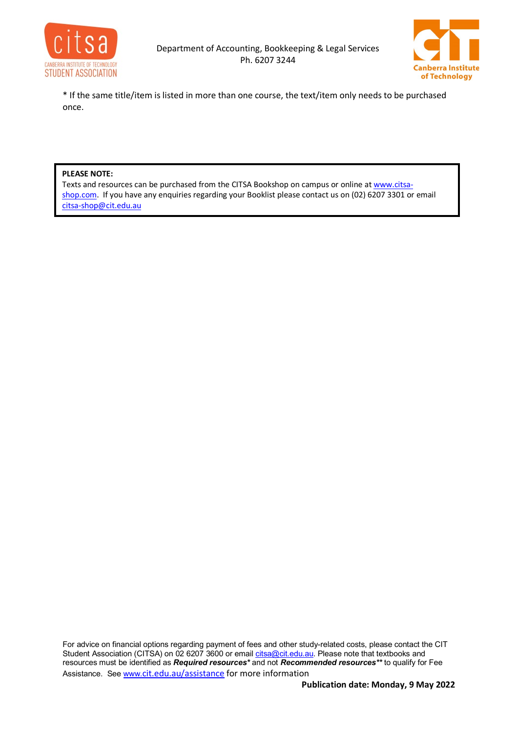* If the same title/item is listed in more than one course, the text/item only needs to be purchased once.

**PLEASE NOTE:**
Texts and resources can be purchased from the CITSA Bookshop on campus or online at www.citsa-shop.com. If you have any enquiries regarding your Booklist please contact us on (02) 6207 3301 or email citsa-shop@cit.edu.au

For advice on financial options regarding payment of fees and other study-related costs, please contact the CIT Student Association (CITSA) on 02 6207 3600 or email citsa@cit.edu.au. Please note that textbooks and resources must be identified as ***Required resources**** and not ***Recommended resources***** to qualify for Fee Assistance. See www.cit.edu.au/assistance for more information

**Publication date: Monday, 9 May 2022**